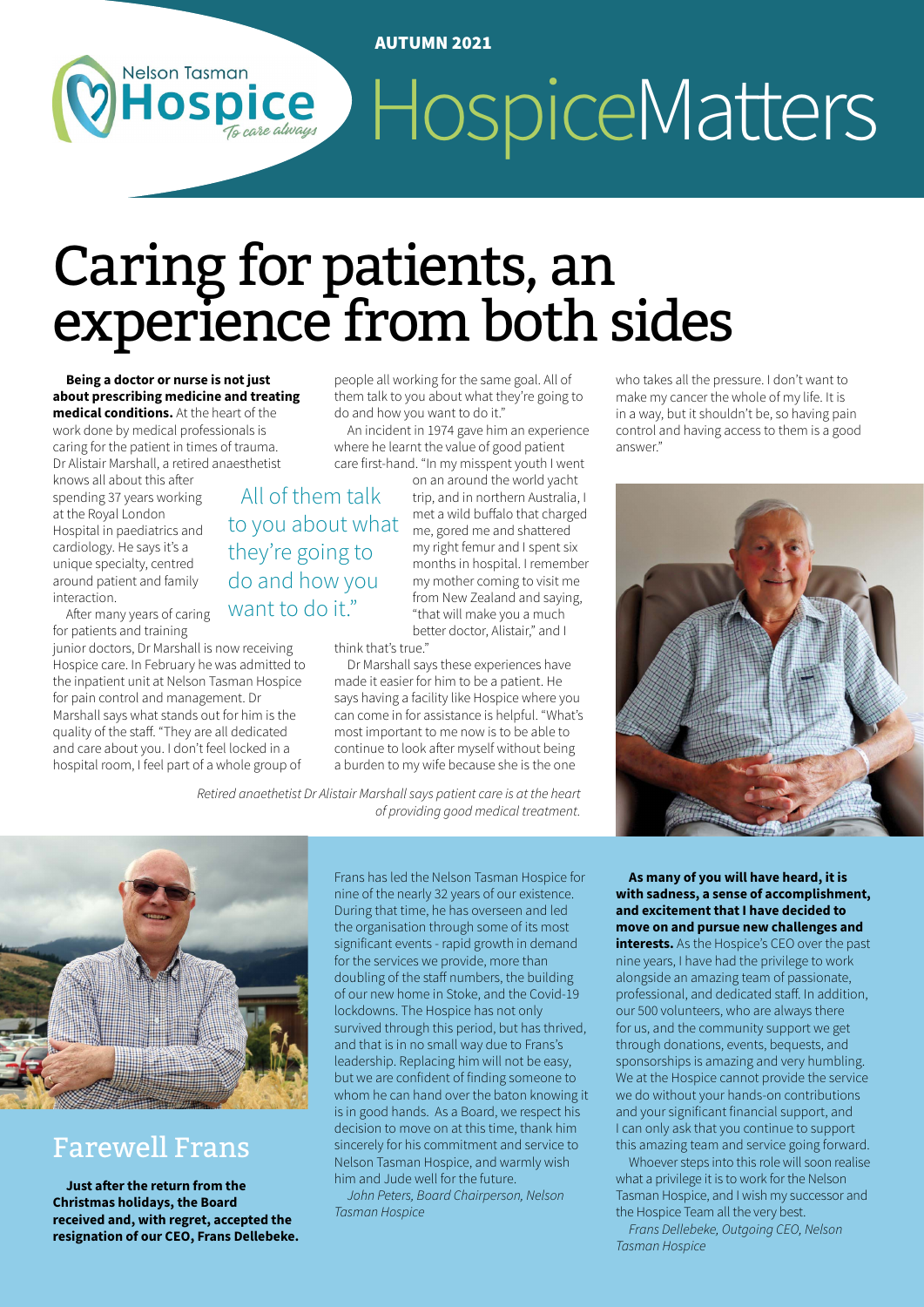AUTUMN 2021

Nelson Tasman Hospice *To care always*

# HospiceMatters

# Caring for patients, an experience from both sides

**Being a doctor or nurse is not just about prescribing medicine and treating medical conditions.** At the heart of the work done by medical professionals is caring for the patient in times of trauma. Dr Alistair Marshall, a retired anaesthetist knows all about this after spending 37 years working at the Royal London Hospital in paediatrics and cardiology. He says it's a unique specialty, centred around patient and family interaction.

After many years of caring for patients and training junior doctors, Dr Marshall is now receiving Hospice care. In February he was admitted to the inpatient unit at Nelson Tasman Hospice for pain control and management. Dr Marshall says what stands out for him is the quality of the staff. "They are all dedicated and care about you. I don't feel locked in a hospital room, I feel part of a whole group of people all working for the same goal. All of them talk to you about what they're going to do and how you want to do it."

> All of them talk to you about what they're going to do and how you want to do it."

An incident in 1974 gave him an experience where he learnt the value of good patient care first-hand. "In my misspent youth I went on an around the world yacht trip, and in northern Australia, I met a wild buffalo that charged me, gored me and shattered my right femur and I spent six months in hospital. I remember my mother coming to visit me from New Zealand and saying, "that will make you a much better doctor, Alistair," and I think that's true."

Dr Marshall says these experiences have made it easier for him to be a patient. He says having a facility like Hospice where you can come in for assistance is helpful. "What's most important to me now is to be able to continue to look after myself without being a burden to my wife because she is the one who takes all the pressure. I don't want to make my cancer the whole of my life. It is in a way, but it shouldn't be, so having pain control and having access to them is a good answer."

*Retired anaesthetist Dr Alistair Marshall says patient care is at the heart of providing good medical treatment.*

## Farewell Frans

**Just after the return from the Christmas holidays, the Board received and, with regret, accepted the resignation of our CEO, Frans Dellebeke.**

Frans has led the Nelson Tasman Hospice for nine of the nearly 32 years of our existence. During that time, he has overseen and led the organisation through some of its most significant events - rapid growth in demand for the services we provide, more than doubling of the staff numbers, the building of our new home in Stoke, and the Covid-19 lockdowns. The Hospice has not only survived through this period, but has thrived, and that is in no small way due to Frans's leadership. Replacing him will not be easy, but we are confident of finding someone to whom he can hand over the baton knowing it is in good hands. As a Board, we respect his decision to move on at this time, thank him sincerely for his commitment and service to Nelson Tasman Hospice, and warmly wish him and Jude well for the future.

*John Peters, Board Chairperson, Nelson Tasman Hospice*

**As many of you will have heard, it is with sadness, a sense of accomplishment, and excitement that I have decided to move on and pursue new challenges and interests.** As the Hospice's CEO over the past nine years, I have had the privilege to work alongside an amazing team of passionate, professional, and dedicated staff. In addition, our 500 volunteers, who are always there for us, and the community support we get through donations, events, bequests, and sponsorships is amazing and very humbling. We at the Hospice cannot provide the service we do without your hands-on contributions and your significant financial support, and I can only ask that you continue to support this amazing team and service going forward.

Whoever steps into this role will soon realise what a privilege it is to work for the Nelson Tasman Hospice, and I wish my successor and the Hospice Team all the very best.

*Frans Dellebeke, Outgoing CEO, Nelson Tasman Hospice*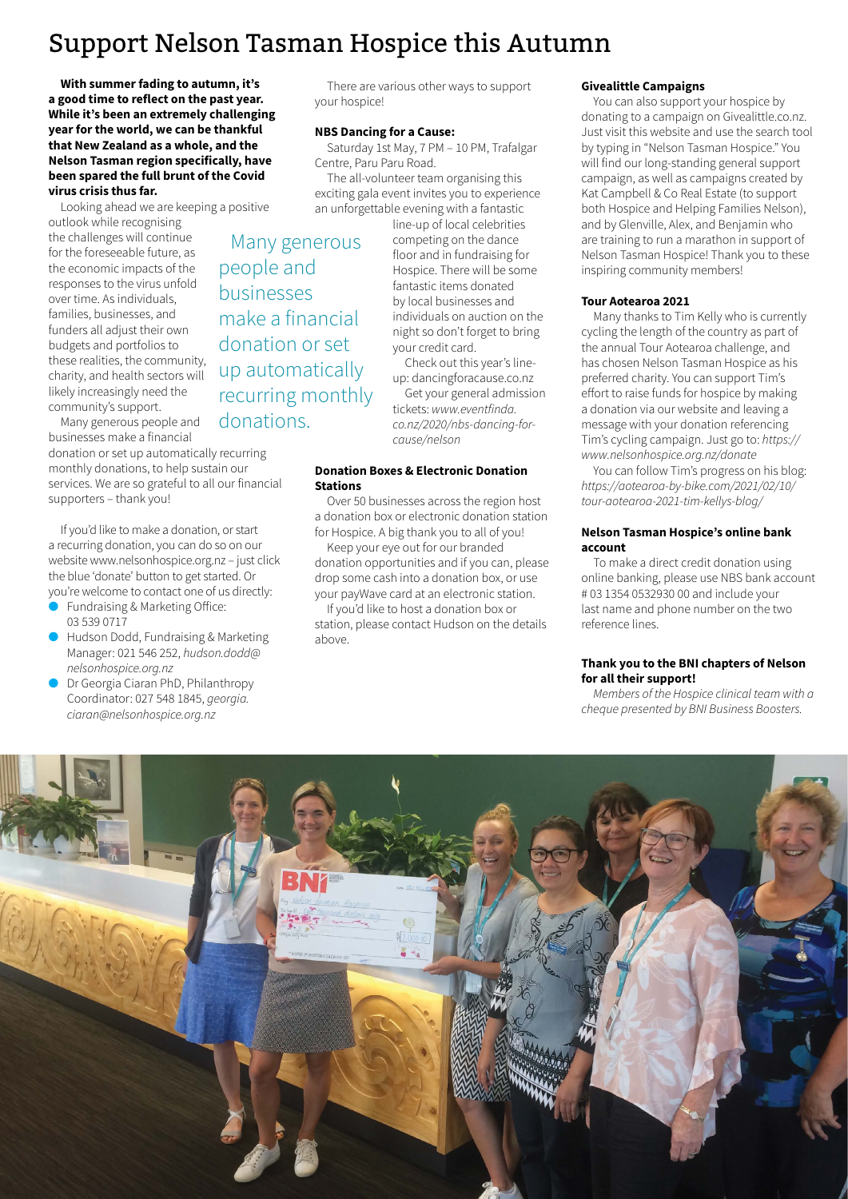# Support Nelson Tasman Hospice this Autumn

**With summer fading to autumn, it's a good time to reflect on the past year. While it's been an extremely challenging year for the world, we can be thankful that New Zealand as a whole, and the Nelson Tasman region specifically, have been spared the full brunt of the Covid virus crisis thus far.**

Looking ahead we are keeping a positive outlook while recognising the challenges will continue for the foreseeable future, as the economic impacts of the responses to the virus unfold over time. As individuals, families, businesses, and funders all adjust their own budgets and portfolios to these realities, the community, charity, and health sectors will likely increasingly need the community's support.

Many generous people and businesses make a financial donation or set up automatically recurring monthly donations, to help sustain our services. We are so grateful to all our financial supporters – thank you!

Many generous people and businesses make a financial donation or set up automatically recurring monthly donations.

If you'd like to make a donation, or start a recurring donation, you can do so on our website www.nelsonhospice.org.nz – just click the blue 'donate' button to get started. Or you're welcome to contact one of us directly:

- Fundraising & Marketing Office: 03 539 0717
- Hudson Dodd, Fundraising & Marketing Manager: 021 546 252, *hudson.dodd@nelsonhospice.org.nz*
- Dr Georgia Ciaran PhD, Philanthropy Coordinator: 027 548 1845, *georgia.ciaran@nelsonhospice.org.nz*

There are various other ways to support your hospice!

**NBS Dancing for a Cause:**

Saturday 1st May, 7 PM – 10 PM, Trafalgar Centre, Paru Paru Road.

The all-volunteer team organising this exciting gala event invites you to experience an unforgettable evening with a fantastic line-up of local celebrities competing on the dance floor and in fundraising for Hospice. There will be some fantastic items donated by local businesses and individuals on auction on the night so don't forget to bring your credit card.

Check out this year's line-up: dancingforacause.co.nz

Get your general admission tickets: *www.eventfinda.co.nz/2020/nbs-dancing-for-cause/nelson*

**Donation Boxes & Electronic Donation Stations**

Over 50 businesses across the region host a donation box or electronic donation station for Hospice. A big thank you to all of you!

Keep your eye out for our branded donation opportunities and if you can, please drop some cash into a donation box, or use your payWave card at an electronic station.

If you'd like to host a donation box or station, please contact Hudson on the details above.

**Givealittle Campaigns**

You can also support your hospice by donating to a campaign on Givealittle.co.nz. Just visit this website and use the search tool by typing in "Nelson Tasman Hospice." You will find our long-standing general support campaign, as well as campaigns created by Kat Campbell & Co Real Estate (to support both Hospice and Helping Families Nelson), and by Glenville, Alex, and Benjamin who are training to run a marathon in support of Nelson Tasman Hospice! Thank you to these inspiring community members!

**Tour Aotearoa 2021**

Many thanks to Tim Kelly who is currently cycling the length of the country as part of the annual Tour Aotearoa challenge, and has chosen Nelson Tasman Hospice as his preferred charity. You can support Tim's effort to raise funds for hospice by making a donation via our website and leaving a message with your donation referencing Tim's cycling campaign. Just go to: *https://www.nelsonhospice.org.nz/donate*

You can follow Tim's progress on his blog: *https://aotearoa-by-bike.com/2021/02/10/tour-aotearoa-2021-tim-kellys-blog/*

**Nelson Tasman Hospice's online bank account**

To make a direct credit donation using online banking, please use NBS bank account # 03 1354 0532930 00 and include your last name and phone number on the two reference lines.

**Thank you to the BNI chapters of Nelson for all their support!**

*Members of the Hospice clinical team with a cheque presented by BNI Business Boosters.*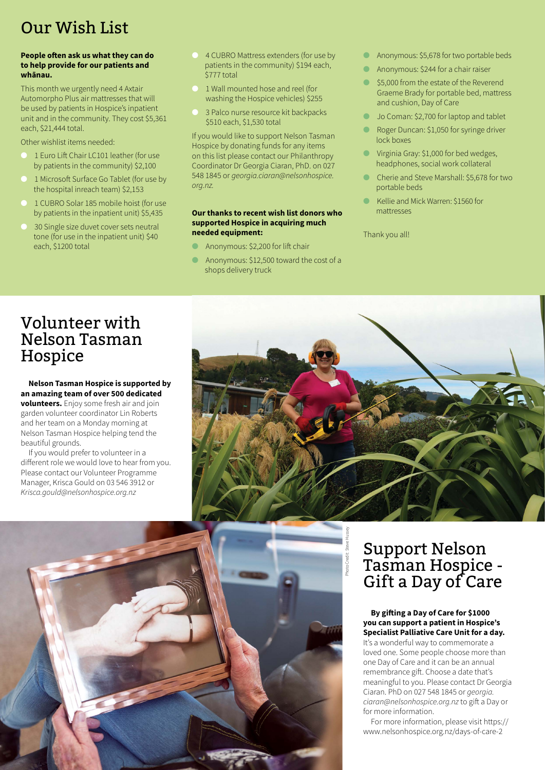# Our Wish List

**People often ask us what they can do to help provide for our patients and whānau.**

This month we urgently need 4 Axtair Automorpho Plus air mattresses that will be used by patients in Hospice's inpatient unit and in the community. They cost $5,361 each, $21,444 total.

Other wishlist items needed:

- 1 Euro Lift Chair LC101 leather (for use by patients in the community) $2,100
- 1 Microsoft Surface Go Tablet (for use by the hospital inreach team) $2,153
- 1 CUBRO Solar 185 mobile hoist (for use by patients in the inpatient unit) $5,435
- 30 Single size duvet cover sets neutral tone (for use in the inpatient unit) $40 each, $1200 total
- 4 CUBRO Mattress extenders (for use by patients in the community) $194 each, $777 total
- 1 Wall mounted hose and reel (for washing the Hospice vehicles) $255
- 3 Palco nurse resource kit backpacks $510 each, $1,530 total

If you would like to support Nelson Tasman Hospice by donating funds for any items on this list please contact our Philanthropy Coordinator Dr Georgia Ciaran, PhD. on 027 548 1845 or *georgia.ciaran@nelsonhospice.org.nz.*

**Our thanks to recent wish list donors who supported Hospice in acquiring much needed equipment:**

- Anonymous: $2,200 for lift chair
- Anonymous: $12,500 toward the cost of a shops delivery truck
- Anonymous: $5,678 for two portable beds
- Anonymous: $244 for a chair raiser
- $5,000 from the estate of the Reverend Graeme Brady for portable bed, mattress and cushion, Day of Care
- Jo Coman: $2,700 for laptop and tablet
- Roger Duncan: $1,050 for syringe driver lock boxes
- Virginia Gray: $1,000 for bed wedges, headphones, social work collateral
- Cherie and Steve Marshall: $5,678 for two portable beds
- Kellie and Mick Warren: $1560 for mattresses

Thank you all!

# Volunteer with Nelson Tasman Hospice

**Nelson Tasman Hospice is supported by an amazing team of over 500 dedicated volunteers.** Enjoy some fresh air and join garden volunteer coordinator Lin Roberts and her team on a Monday morning at Nelson Tasman Hospice helping tend the beautiful grounds.

If you would prefer to volunteer in a different role we would love to hear from you. Please contact our Volunteer Programme Manager, Krisca Gould on 03 546 3912 or *Krisca.gould@nelsonhospice.org.nz*

Photo Credit: Steve Hussey

# Support Nelson Tasman Hospice - Gift a Day of Care

**By gifting a Day of Care for $1000 you can support a patient in Hospice's Specialist Palliative Care Unit for a day.** It's a wonderful way to commemorate a loved one. Some people choose more than one Day of Care and it can be an annual remembrance gift. Choose a date that's meaningful to you. Please contact Dr Georgia Ciaran. PhD on 027 548 1845 or *georgia.ciaran@nelsonhospice.org.nz* to gift a Day or for more information.

For more information, please visit https://www.nelsonhospice.org.nz/days-of-care-2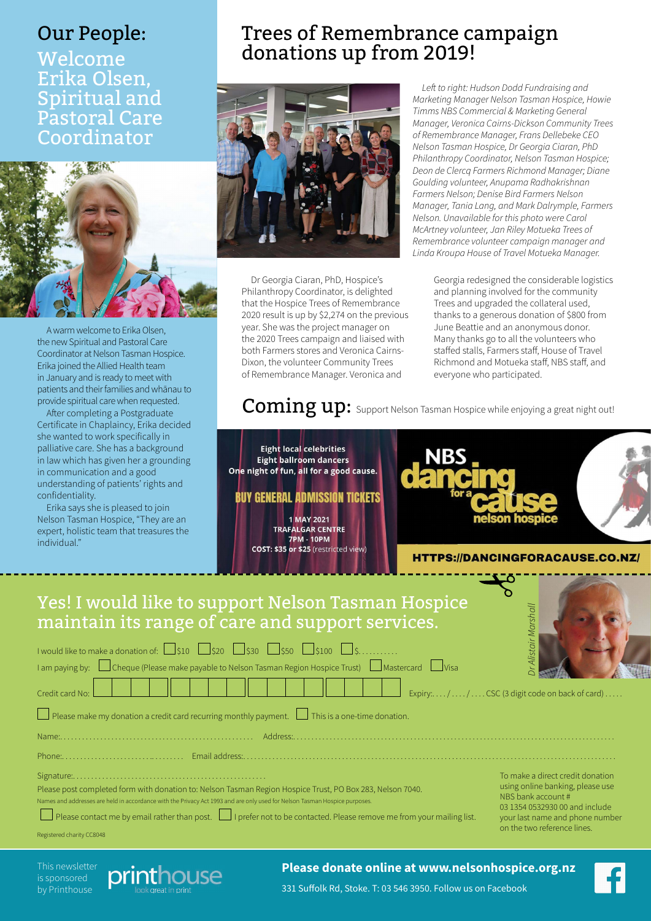## Our People: Welcome Erika Olsen, Spiritual and Pastoral Care Coordinator

A warm welcome to Erika Olsen, the new Spiritual and Pastoral Care Coordinator at Nelson Tasman Hospice. Erika joined the Allied Health team in January and is ready to meet with patients and their families and whānau to provide spiritual care when requested.

After completing a Postgraduate Certificate in Chaplaincy, Erika decided she wanted to work specifically in palliative care. She has a background in law which has given her a grounding in communication and a good understanding of patients' rights and confidentiality.

Erika says she is pleased to join Nelson Tasman Hospice, "They are an expert, holistic team that treasures the individual."

## Trees of Remembrance campaign donations up from 2019!

*Left to right: Hudson Dodd Fundraising and Marketing Manager Nelson Tasman Hospice, Howie Timms NBS Commercial & Marketing General Manager, Veronica Cairns-Dickson Community Trees of Remembrance Manager, Frans Dellebeke CEO Nelson Tasman Hospice, Dr Georgia Ciaran, PhD Philanthropy Coordinator, Nelson Tasman Hospice; Deon de Clercq Farmers Richmond Manager; Diane Goulding volunteer, Anupama Radhakrishnan Farmers Nelson; Denise Bird Farmers Nelson Manager, Tania Lang, and Mark Dalrymple, Farmers Nelson. Unavailable for this photo were Carol McArtney volunteer, Jan Riley Motueka Trees of Remembrance volunteer campaign manager and Linda Kroupa House of Travel Motueka Manager.*

Dr Georgia Ciaran, PhD, Hospice's Philanthropy Coordinator, is delighted that the Hospice Trees of Remembrance 2020 result is up by $2,274 on the previous year. She was the project manager on the 2020 Trees campaign and liaised with both Farmers stores and Veronica Cairns-Dixon, the volunteer Community Trees of Remembrance Manager. Veronica and Georgia redesigned the considerable logistics and planning involved for the community Trees and upgraded the collateral used, thanks to a generous donation of $800 from June Beattie and an anonymous donor. Many thanks go to all the volunteers who staffed stalls, Farmers staff, House of Travel Richmond and Motueka staff, NBS staff, and everyone who participated.

## Coming up: Support Nelson Tasman Hospice while enjoying a great night out!

**Eight local celebrities**
**Eight ballroom dancers**
**One night of fun, all for a good cause.**

**BUY GENERAL ADMISSION TICKETS**

**1 MAY 2021**
**TRAFALGAR CENTRE**
**7PM - 10PM**
**COST: $35 or $25** (restricted view)

NBS dancing for a cause nelson hospice

**HTTPS://DANCINGFORACAUSE.CO.NZ/**

## Yes! I would like to support Nelson Tasman Hospice maintain its range of care and support services.

*Dr Alistair Marshall*

I would like to make a donation of: ☐ $10 ☐ $20 ☐ $30 ☐ $50 ☐ $100 ☐ $..........

I am paying by: ☐ Cheque (Please make payable to Nelson Tasman Region Hospice Trust) ☐ Mastercard ☐ Visa

Credit card No: ____ ____ ____ ____ Expiry:..../..../.... CSC (3 digit code on back of card).....

☐ Please make my donation a credit card recurring monthly payment. ☐ This is a one-time donation.

Name:.................................................... Address:....................................................

Phone:.................................... Email address:....................................................

Signature:....................................................

Please post completed form with donation to: Nelson Tasman Region Hospice Trust, PO Box 283, Nelson 7040.

Names and addresses are held in accordance with the Privacy Act 1993 and are only used for Nelson Tasman Hospice purposes.

☐ Please contact me by email rather than post. ☐ I prefer not to be contacted. Please remove me from your mailing list.

To make a direct credit donation using online banking, please use NBS bank account # 03 1354 0532930 00 and include your last name and phone number on the two reference lines.

Registered charity CC8048

This newsletter is sponsored by Printhouse — printhouse look great in print

**Please donate online at www.nelsonhospice.org.nz**

331 Suffolk Rd, Stoke. T: 03 546 3950. Follow us on Facebook